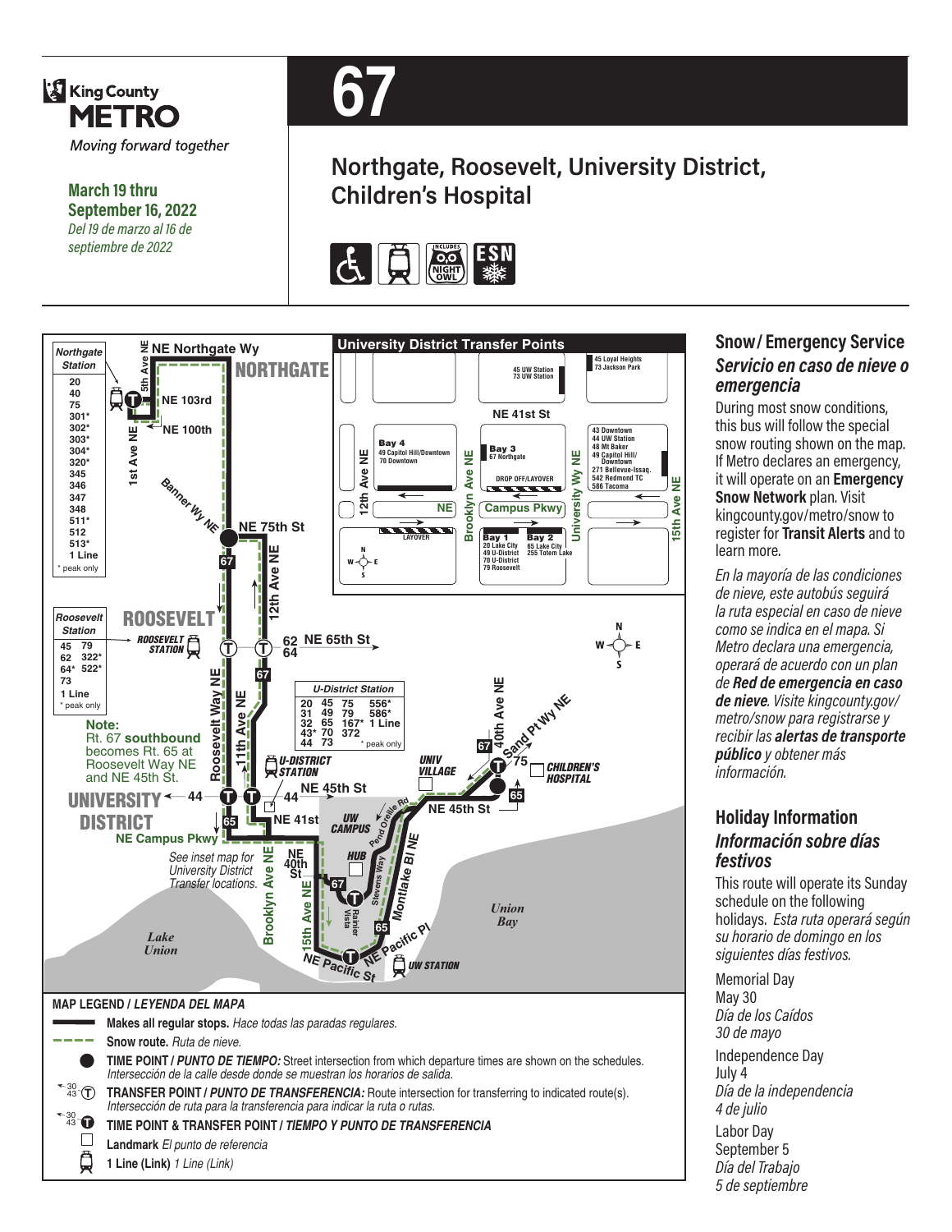King County METRO

*Moving forward together*

**March 19 thru September 16, 2022**

*Del 19 de marzo al 16 de septiembre de 2022*

# 67

## Northgate, Roosevelt, University District, Children's Hospital

INCLUDES NIGHT OWL · ESN

**Northgate Station**

20
40
75
301*
302*
303*
304*
320*
345
346
347
348
511*
512
513*
1 Line
\* peak only

NE Northgate Wy
5th Ave NE
NORTHGATE
NE 103rd
NE 100th
1st Ave NE
Banner Wy NE
NE 75th St
12th Ave NE
67

**University District Transfer Points**

45 UW Station
73 UW Station
45 Loyal Heights
73 Jackson Park
NE 41st St
Bay 4
49 Capitol Hill/Downtown
70 Downtown
Bay 3
67 Northgate
43 Downtown
44 UW Station
48 Mt Baker
49 Capitol Hill/Downtown
271 Bellevue-Issaq.
542 Redmond TC
586 Tacoma
DROP OFF/LAYOVER
12th Ave NE
Brooklyn Ave NE
University Wy NE
15th Ave NE
NE Campus Pkwy
LAYOVER
Bay 1
20 Lake City
49 U-District
70 U-District
79 Roosevelt
Bay 2
65 Lake City
255 Totem Lake

**Roosevelt Station**

45 79
62 322*
64* 522*
73
1 Line
\* peak only

ROOSEVELT
ROOSEVELT STATION
62
64
NE 65th St
Roosevelt Way NE
11th Ave NE
67

**Note:**
Rt. 67 **southbound** becomes Rt. 65 at Roosevelt Way NE and NE 45th St.

**U-District Station**

20 45 75 556*
31 49 79 586*
32 65 167* 1 Line
43* 70 372
44 73
\* peak only

U-DISTRICT STATION
UNIVERSITY DISTRICT
44
44
NE 45th St
65
NE 41st
NE Campus Pkwy
See inset map for University District Transfer locations.
NE 40th St
Brooklyn Ave NE
15th Ave NE
UW CAMPUS
HUB
67
Rainier Vista
Stevens Way
Pend Oreille Rd
Montlake Bl NE
65
NE Pacific Pl
NE Pacific St
UW STATION
Lake Union
Union Bay
40th Ave NE
Sand Pt Wy NE
67
75
UNIV VILLAGE
CHILDREN'S HOSPITAL
65
NE 45th St

**MAP LEGEND / *LEYENDA DEL MAPA***

- **Makes all regular stops.** *Hace todas las paradas regulares.*
- **Snow route.** *Ruta de nieve.*
- **TIME POINT / *PUNTO DE TIEMPO:*** Street intersection from which departure times are shown on the schedules. *Intersección de la calle desde donde se muestran los horarios de salida.*
- **TRANSFER POINT / *PUNTO DE TRANSFERENCIA:*** Route intersection for transferring to indicated route(s). *Intersección de ruta para la transferencia para indicar la ruta o rutas.*
- **TIME POINT & TRANSFER POINT / *TIEMPO Y PUNTO DE TRANSFERENCIA***
- **Landmark** *El punto de referencia*
- **1 Line (Link)** *1 Line (Link)*

## Snow / Emergency Service

### *Servicio en caso de nieve o emergencia*

During most snow conditions, this bus will follow the special snow routing shown on the map. If Metro declares an emergency, it will operate on an **Emergency Snow Network** plan. Visit kingcounty.gov/metro/snow to register for **Transit Alerts** and to learn more.

*En la mayoría de las condiciones de nieve, este autobús seguirá la ruta especial en caso de nieve como se indica en el mapa. Si Metro declara una emergencia, operará de acuerdo con un plan de **Red de emergencia en caso de nieve**. Visite kingcounty.gov/metro/snow para registrarse y recibir las **alertas de transporte público** y obtener más información.*

## Holiday Information

### *Información sobre días festivos*

This route will operate its Sunday schedule on the following holidays. *Esta ruta operará según su horario de domingo en los siguientes días festivos.*

Memorial Day
May 30
*Día de los Caídos*
*30 de mayo*

Independence Day
July 4
*Día de la independencia*
*4 de julio*

Labor Day
September 5
*Día del Trabajo*
*5 de septiembre*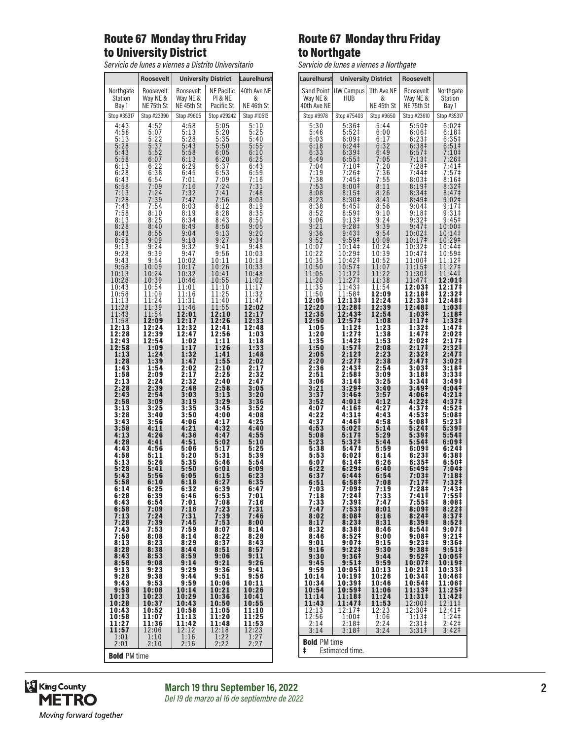## Route 67 Monday thru Friday to University District

*Servicio de lunes a viernes a Distrito Universitario*

| | Roosevelt | University District | | Laurelhurst |
|---|---|---|---|---|
| Northgate Station Bay 1 | Roosevelt Way NE & NE 75th St | Roosevelt Way NE & NE 45th St | NE Pacific Pl & NE Pacific St | 40th Ave NE & NE 46th St |
| Stop #35317 | Stop #23390 | Stop #9605 | Stop #29242 | Stop #10513 |
| 4:43 | 4:52 | 4:58 | 5:05 | 5:10 |
| 4:58 | 5:07 | 5:13 | 5:20 | 5:25 |
| 5:13 | 5:22 | 5:28 | 5:35 | 5:40 |
| 5:28 | 5:37 | 5:43 | 5:50 | 5:55 |
| 5:43 | 5:52 | 5:58 | 6:05 | 6:10 |
| 5:58 | 6:07 | 6:13 | 6:20 | 6:25 |
| 6:13 | 6:22 | 6:29 | 6:37 | 6:43 |
| 6:28 | 6:38 | 6:45 | 6:53 | 6:59 |
| 6:43 | 6:54 | 7:01 | 7:09 | 7:16 |
| 6:58 | 7:09 | 7:16 | 7:24 | 7:31 |
| 7:13 | 7:24 | 7:32 | 7:41 | 7:48 |
| 7:28 | 7:39 | 7:47 | 7:56 | 8:03 |
| 7:43 | 7:54 | 8:03 | 8:12 | 8:19 |
| 7:58 | 8:10 | 8:19 | 8:28 | 8:35 |
| 8:13 | 8:25 | 8:34 | 8:43 | 8:50 |
| 8:28 | 8:40 | 8:49 | 8:58 | 9:05 |
| 8:43 | 8:55 | 9:04 | 9:13 | 9:20 |
| 8:58 | 9:09 | 9:18 | 9:27 | 9:34 |
| 9:13 | 9:24 | 9:32 | 9:41 | 9:48 |
| 9:28 | 9:39 | 9:47 | 9:56 | 10:03 |
| 9:43 | 9:54 | 10:02 | 10:11 | 10:18 |
| 9:58 | 10:09 | 10:17 | 10:26 | 10:33 |
| 10:13 | 10:24 | 10:32 | 10:41 | 10:48 |
| 10:28 | 10:39 | 10:46 | 10:55 | 11:02 |
| 10:43 | 10:54 | 11:01 | 11:10 | 11:17 |
| 10:58 | 11:09 | 11:16 | 11:25 | 11:32 |
| 11:13 | 11:24 | 11:31 | 11:40 | 11:47 |
| 11:28 | 11:39 | 11:46 | 11:55 | **12:02** |
| 11:43 | 11:54 | **12:01** | **12:10** | **12:17** |
| 11:58 | **12:09** | **12:17** | **12:26** | **12:33** |
| **12:13** | **12:24** | **12:32** | **12:41** | **12:48** |
| **12:28** | **12:39** | **12:47** | **12:56** | **1:03** |
| **12:43** | **12:54** | **1:02** | **1:11** | **1:18** |
| **12:58** | **1:09** | **1:17** | **1:26** | **1:33** |
| **1:13** | **1:24** | **1:32** | **1:41** | **1:48** |
| **1:28** | **1:39** | **1:47** | **1:55** | **2:02** |
| **1:43** | **1:54** | **2:02** | **2:10** | **2:17** |
| **1:58** | **2:09** | **2:17** | **2:25** | **2:32** |
| **2:13** | **2:24** | **2:32** | **2:40** | **2:47** |
| **2:28** | **2:39** | **2:48** | **2:58** | **3:05** |
| **2:43** | **2:54** | **3:03** | **3:13** | **3:20** |
| **2:58** | **3:09** | **3:19** | **3:29** | **3:36** |
| **3:13** | **3:25** | **3:35** | **3:45** | **3:52** |
| **3:28** | **3:40** | **3:50** | **4:00** | **4:08** |
| **3:43** | **3:56** | **4:06** | **4:17** | **4:25** |
| **3:58** | **4:11** | **4:21** | **4:32** | **4:40** |
| **4:13** | **4:26** | **4:36** | **4:47** | **4:55** |
| **4:28** | **4:41** | **4:51** | **5:02** | **5:10** |
| **4:43** | **4:56** | **5:06** | **5:17** | **5:25** |
| **4:58** | **5:11** | **5:20** | **5:31** | **5:39** |
| **5:13** | **5:26** | **5:35** | **5:46** | **5:54** |
| **5:28** | **5:41** | **5:50** | **6:01** | **6:09** |
| **5:43** | **5:56** | **6:05** | **6:15** | **6:23** |
| **5:58** | **6:10** | **6:18** | **6:27** | **6:35** |
| **6:14** | **6:25** | **6:32** | **6:39** | **6:47** |
| **6:28** | **6:39** | **6:46** | **6:53** | **7:01** |
| **6:43** | **6:54** | **7:01** | **7:08** | **7:16** |
| **6:58** | **7:09** | **7:16** | **7:23** | **7:31** |
| **7:13** | **7:24** | **7:31** | **7:39** | **7:46** |
| **7:28** | **7:39** | **7:45** | **7:53** | **8:00** |
| **7:43** | **7:53** | **7:59** | **8:07** | **8:14** |
| **7:58** | **8:08** | **8:14** | **8:22** | **8:28** |
| **8:13** | **8:23** | **8:29** | **8:37** | **8:43** |
| **8:28** | **8:38** | **8:44** | **8:51** | **8:57** |
| **8:43** | **8:53** | **8:59** | **9:06** | **9:11** |
| **8:58** | **9:08** | **9:14** | **9:21** | **9:26** |
| **9:13** | **9:23** | **9:29** | **9:36** | **9:41** |
| **9:28** | **9:38** | **9:44** | **9:51** | **9:56** |
| **9:43** | **9:53** | **9:59** | **10:06** | **10:11** |
| **9:58** | **10:08** | **10:14** | **10:21** | **10:26** |
| **10:13** | **10:23** | **10:29** | **10:36** | **10:41** |
| **10:28** | **10:37** | **10:43** | **10:50** | **10:55** |
| **10:43** | **10:52** | **10:58** | **11:05** | **11:10** |
| **10:58** | **11:07** | **11:13** | **11:20** | **11:25** |
| **11:27** | **11:36** | **11:42** | **11:48** | **11:53** |
| **11:57** | 12:06 | 12:12 | 12:18 | 12:23 |
| 1:01 | 1:10 | 1:16 | 1:22 | 1:27 |
| 2:01 | 2:10 | 2:16 | 2:22 | 2:27 |

**Bold** PM time

## Route 67 Monday thru Friday to Northgate

*Servicio de lunes a viernes a Northgate*

| Laurelhurst | University District | | Roosevelt | |
|---|---|---|---|---|
| Sand Point Way NE & 40th Ave NE | UW Campus HUB | 11th Ave NE & NE 45th St | Roosevelt Way NE & NE 75th St | Northgate Station Bay 1 |
| Stop #9978 | Stop #75403 | Stop #9650 | Stop #23610 | Stop #35317 |
| 5:30 | 5:36‡ | 5:44 | 5:50‡ | 6:02‡ |
| 5:46 | 5:52‡ | 6:00 | 6:06‡ | 6:18‡ |
| 6:03 | 6:09‡ | 6:17 | 6:23‡ | 6:35‡ |
| 6:18 | 6:24‡ | 6:32 | 6:38‡ | 6:51‡ |
| 6:33 | 6:39‡ | 6:49 | 6:57‡ | 7:10‡ |
| 6:49 | 6:55‡ | 7:05 | 7:13‡ | 7:26‡ |
| 7:04 | 7:10‡ | 7:20 | 7:28‡ | 7:41‡ |
| 7:19 | 7:26‡ | 7:36 | 7:44‡ | 7:57‡ |
| 7:38 | 7:45‡ | 7:55 | 8:03‡ | 8:16‡ |
| 7:53 | 8:00‡ | 8:11 | 8:19‡ | 8:32‡ |
| 8:08 | 8:15‡ | 8:26 | 8:34‡ | 8:47‡ |
| 8:23 | 8:30‡ | 8:41 | 8:49‡ | 9:02‡ |
| 8:38 | 8:45‡ | 8:56 | 9:04‡ | 9:17‡ |
| 8:52 | 8:59‡ | 9:10 | 9:18‡ | 9:31‡ |
| 9:06 | 9:13‡ | 9:24 | 9:32‡ | 9:45‡ |
| 9:21 | 9:28‡ | 9:39 | 9:47‡ | 10:00‡ |
| 9:36 | 9:43‡ | 9:54 | 10:02‡ | 10:14‡ |
| 9:52 | 9:59‡ | 10:09 | 10:17‡ | 10:29‡ |
| 10:07 | 10:14‡ | 10:24 | 10:32‡ | 10:44‡ |
| 10:22 | 10:29‡ | 10:39 | 10:47‡ | 10:59‡ |
| 10:35 | 10:42‡ | 10:52 | 11:00‡ | 11:12‡ |
| 10:50 | 10:57‡ | 11:07 | 11:15‡ | 11:27‡ |
| 11:05 | 11:12‡ | 11:22 | 11:30‡ | 11:44‡ |
| 11:20 | 11:27‡ | 11:38 | 11:47‡ | **12:01‡** |
| 11:35 | 11:43‡ | 11:54 | **12:03‡** | **12:17‡** |
| 11:50 | 11:58‡ | **12:09** | **12:18‡** | **12:32‡** |
| **12:05** | **12:13‡** | **12:24** | **12:33‡** | **12:48‡** |
| **12:20** | **12:28‡** | **12:39** | **12:48‡** | **1:03‡** |
| **12:35** | **12:43‡** | **12:54** | **1:03‡** | **1:18‡** |
| **12:50** | **12:57‡** | **1:08** | **1:17‡** | **1:32‡** |
| **1:05** | **1:12‡** | **1:23** | **1:32‡** | **1:47‡** |
| **1:20** | **1:27‡** | **1:38** | **1:47‡** | **2:02‡** |
| **1:35** | **1:42‡** | **1:53** | **2:02‡** | **2:17‡** |
| **1:50** | **1:57‡** | **2:08** | **2:17‡** | **2:32‡** |
| **2:05** | **2:12‡** | **2:23** | **2:32‡** | **2:47‡** |
| **2:20** | **2:27‡** | **2:38** | **2:47‡** | **3:02‡** |
| **2:36** | **2:43‡** | **2:54** | **3:03‡** | **3:18‡** |
| **2:51** | **2:58‡** | **3:09** | **3:18‡** | **3:33‡** |
| **3:06** | **3:14‡** | **3:25** | **3:34‡** | **3:49‡** |
| **3:21** | **3:29‡** | **3:40** | **3:49‡** | **4:04‡** |
| **3:37** | **3:46‡** | **3:57** | **4:06‡** | **4:21‡** |
| **3:52** | **4:01‡** | **4:12** | **4:22‡** | **4:37‡** |
| **4:07** | **4:16‡** | **4:27** | **4:37‡** | **4:52‡** |
| **4:22** | **4:31‡** | **4:43** | **4:53‡** | **5:08‡** |
| **4:37** | **4:46‡** | **4:58** | **5:08‡** | **5:23‡** |
| **4:53** | **5:02‡** | **5:14** | **5:24‡** | **5:39‡** |
| **5:08** | **5:17‡** | **5:29** | **5:39‡** | **5:54‡** |
| **5:23** | **5:32‡** | **5:44** | **5:54‡** | **6:09‡** |
| **5:38** | **5:47‡** | **5:59** | **6:09‡** | **6:24‡** |
| **5:53** | **6:02‡** | **6:14** | **6:23‡** | **6:38‡** |
| **6:07** | **6:14‡** | **6:26** | **6:35‡** | **6:50‡** |
| **6:22** | **6:29‡** | **6:40** | **6:49‡** | **7:04‡** |
| **6:37** | **6:44‡** | **6:54** | **7:03‡** | **7:18‡** |
| **6:51** | **6:58‡** | **7:08** | **7:17‡** | **7:32‡** |
| **7:03** | **7:09‡** | **7:19** | **7:28‡** | **7:43‡** |
| **7:18** | **7:24‡** | **7:33** | **7:41‡** | **7:55‡** |
| **7:33** | **7:39‡** | **7:47** | **7:55‡** | **8:08‡** |
| **7:47** | **7:53‡** | **8:01** | **8:09‡** | **8:22‡** |
| **8:02** | **8:08‡** | **8:16** | **8:24‡** | **8:37‡** |
| **8:17** | **8:23‡** | **8:31** | **8:39‡** | **8:52‡** |
| **8:32** | **8:38‡** | **8:46** | **8:54‡** | **9:07‡** |
| **8:46** | **8:52‡** | **9:00** | **9:08‡** | **9:21‡** |
| **9:01** | **9:07‡** | **9:15** | **9:23‡** | **9:36‡** |
| **9:16** | **9:22‡** | **9:30** | **9:38‡** | **9:51‡** |
| **9:30** | **9:36‡** | **9:44** | **9:52‡** | **10:05‡** |
| **9:45** | **9:51‡** | **9:59** | **10:07‡** | **10:19‡** |
| **9:59** | **10:05‡** | **10:13** | **10:21‡** | **10:33‡** |
| **10:14** | **10:19‡** | **10:26** | **10:34‡** | **10:46‡** |
| **10:34** | **10:39‡** | **10:46** | **10:54‡** | **11:06‡** |
| **10:54** | **10:59‡** | **11:06** | **11:13‡** | **11:25‡** |
| **11:14** | **11:18‡** | **11:24** | **11:31‡** | **11:42‡** |
| **11:43** | **11:47‡** | **11:53** | 12:00‡ | 12:11‡ |
| 12:13 | 12:17‡ | 12:23 | 12:30‡ | 12:41‡ |
| 12:56 | 1:00‡ | 1:06 | 1:13‡ | 1:24‡ |
| 2:14 | 2:18‡ | 2:24 | 2:31‡ | 2:42‡ |
| 3:14 | 3:18‡ | 3:24 | 3:31‡ | 3:42‡ |

**Bold** PM time

‡ Estimated time.

King County METRO *Moving forward together*

**March 19 thru September 16, 2022**

*Del 19 de marzo al 16 de septiembre de 2022*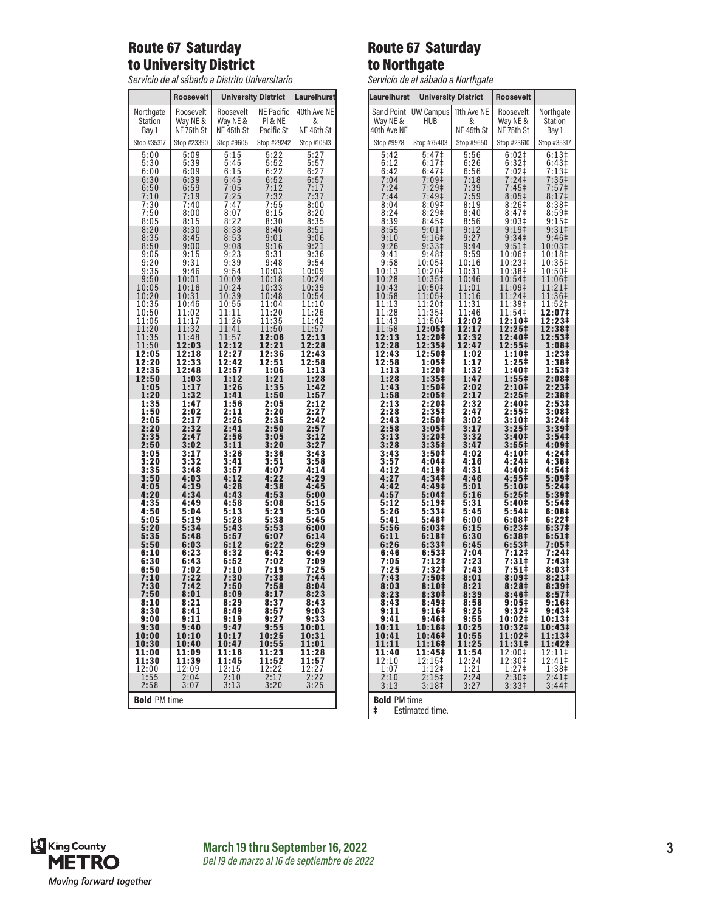## Route 67 Saturday to University District

*Servicio de al sábado a Distrito Universitario*

| | Roosevelt | University District | | Laurelhurst |
|---|---|---|---|---|
| Northgate Station Bay 1 | Roosevelt Way NE & NE 75th St | Roosevelt Way NE & NE 45th St | NE Pacific Pl & NE Pacific St | 40th Ave NE & NE 46th St |
| Stop #35317 | Stop #23390 | Stop #9605 | Stop #29242 | Stop #10513 |
| 5:00 | 5:09 | 5:15 | 5:22 | 5:27 |
| 5:30 | 5:39 | 5:45 | 5:52 | 5:57 |
| 6:00 | 6:09 | 6:15 | 6:22 | 6:27 |
| 6:30 | 6:39 | 6:45 | 6:52 | 6:57 |
| 6:50 | 6:59 | 7:05 | 7:12 | 7:17 |
| 7:10 | 7:19 | 7:25 | 7:32 | 7:37 |
| 7:30 | 7:40 | 7:47 | 7:55 | 8:00 |
| 7:50 | 8:00 | 8:07 | 8:15 | 8:20 |
| 8:05 | 8:15 | 8:22 | 8:30 | 8:35 |
| 8:20 | 8:30 | 8:38 | 8:46 | 8:51 |
| 8:35 | 8:45 | 8:53 | 9:01 | 9:06 |
| 8:50 | 9:00 | 9:08 | 9:16 | 9:21 |
| 9:05 | 9:15 | 9:23 | 9:31 | 9:36 |
| 9:20 | 9:31 | 9:39 | 9:48 | 9:54 |
| 9:35 | 9:46 | 9:54 | 10:03 | 10:09 |
| 9:50 | 10:01 | 10:09 | 10:18 | 10:24 |
| 10:05 | 10:16 | 10:24 | 10:33 | 10:39 |
| 10:20 | 10:31 | 10:39 | 10:48 | 10:54 |
| 10:35 | 10:46 | 10:55 | 11:04 | 11:10 |
| 10:50 | 11:02 | 11:11 | 11:20 | 11:26 |
| 11:05 | 11:17 | 11:26 | 11:35 | 11:42 |
| 11:20 | 11:32 | 11:41 | 11:50 | 11:57 |
| 11:35 | 11:48 | 11:57 | **12:06** | **12:13** |
| 11:50 | **12:03** | **12:12** | **12:21** | **12:28** |
| **12:05** | **12:18** | **12:27** | **12:36** | **12:43** |
| **12:20** | **12:33** | **12:42** | **12:51** | **12:58** |
| **12:35** | **12:48** | **12:57** | **1:06** | **1:13** |
| **12:50** | **1:03** | **1:12** | **1:21** | **1:28** |
| **1:05** | **1:17** | **1:26** | **1:35** | **1:42** |
| **1:20** | **1:32** | **1:41** | **1:50** | **1:57** |
| **1:35** | **1:47** | **1:56** | **2:05** | **2:12** |
| **1:50** | **2:02** | **2:11** | **2:20** | **2:27** |
| **2:05** | **2:17** | **2:26** | **2:35** | **2:42** |
| **2:20** | **2:32** | **2:41** | **2:50** | **2:57** |
| **2:35** | **2:47** | **2:56** | **3:05** | **3:12** |
| **2:50** | **3:02** | **3:11** | **3:20** | **3:27** |
| **3:05** | **3:17** | **3:26** | **3:36** | **3:43** |
| **3:20** | **3:32** | **3:41** | **3:51** | **3:58** |
| **3:35** | **3:48** | **3:57** | **4:07** | **4:14** |
| **3:50** | **4:03** | **4:12** | **4:22** | **4:29** |
| **4:05** | **4:19** | **4:28** | **4:38** | **4:45** |
| **4:20** | **4:34** | **4:43** | **4:53** | **5:00** |
| **4:35** | **4:49** | **4:58** | **5:08** | **5:15** |
| **4:50** | **5:04** | **5:13** | **5:23** | **5:30** |
| **5:05** | **5:19** | **5:28** | **5:38** | **5:45** |
| **5:20** | **5:34** | **5:43** | **5:53** | **6:00** |
| **5:35** | **5:48** | **5:57** | **6:07** | **6:14** |
| **5:50** | **6:03** | **6:12** | **6:22** | **6:29** |
| **6:10** | **6:23** | **6:32** | **6:42** | **6:49** |
| **6:30** | **6:43** | **6:52** | **7:02** | **7:09** |
| **6:50** | **7:02** | **7:10** | **7:19** | **7:25** |
| **7:10** | **7:22** | **7:30** | **7:38** | **7:44** |
| **7:30** | **7:42** | **7:50** | **7:58** | **8:04** |
| **7:50** | **8:01** | **8:09** | **8:17** | **8:23** |
| **8:10** | **8:21** | **8:29** | **8:37** | **8:43** |
| **8:30** | **8:41** | **8:49** | **8:57** | **9:03** |
| **9:00** | **9:11** | **9:19** | **9:27** | **9:33** |
| **9:30** | **9:40** | **9:47** | **9:55** | **10:01** |
| **10:00** | **10:10** | **10:17** | **10:25** | **10:31** |
| **10:30** | **10:40** | **10:47** | **10:55** | **11:01** |
| **11:00** | **11:09** | **11:16** | **11:23** | **11:28** |
| **11:30** | **11:39** | **11:45** | **11:52** | **11:57** |
| 12:00 | 12:09 | 12:15 | 12:22 | 12:27 |
| 1:55 | 2:04 | 2:10 | 2:17 | 2:22 |
| 2:58 | 3:07 | 3:13 | 3:20 | 3:25 |

**Bold** PM time

## Route 67 Saturday to Northgate

*Servicio de al sábado a Northgate*

| Laurelhurst | University District | | Roosevelt | |
|---|---|---|---|---|
| Sand Point Way NE & 40th Ave NE | UW Campus HUB | 11th Ave NE & NE 45th St | Roosevelt Way NE & NE 75th St | Northgate Station Bay 1 |
| Stop #9978 | Stop #75403 | Stop #9650 | Stop #23610 | Stop #35317 |
| 5:42 | 5:47‡ | 5:56 | 6:02‡ | 6:13‡ |
| 6:12 | 6:17‡ | 6:26 | 6:32‡ | 6:43‡ |
| 6:42 | 6:47‡ | 6:56 | 7:02‡ | 7:13‡ |
| 7:04 | 7:09‡ | 7:18 | 7:24‡ | 7:35‡ |
| 7:24 | 7:29‡ | 7:39 | 7:45‡ | 7:57‡ |
| 7:44 | 7:49‡ | 7:59 | 8:05‡ | 8:17‡ |
| 8:04 | 8:09‡ | 8:19 | 8:26‡ | 8:38‡ |
| 8:24 | 8:29‡ | 8:40 | 8:47‡ | 8:59‡ |
| 8:39 | 8:45‡ | 8:56 | 9:03‡ | 9:15‡ |
| 8:55 | 9:01‡ | 9:12 | 9:19‡ | 9:31‡ |
| 9:10 | 9:16‡ | 9:27 | 9:34‡ | 9:46‡ |
| 9:26 | 9:33‡ | 9:44 | 9:51‡ | 10:03‡ |
| 9:41 | 9:48‡ | 9:59 | 10:06‡ | 10:18‡ |
| 9:58 | 10:05‡ | 10:16 | 10:23‡ | 10:35‡ |
| 10:13 | 10:20‡ | 10:31 | 10:38‡ | 10:50‡ |
| 10:28 | 10:35‡ | 10:46 | 10:54‡ | 11:06‡ |
| 10:43 | 10:50‡ | 11:01 | 11:09‡ | 11:21‡ |
| 10:58 | 11:05‡ | 11:16 | 11:24‡ | 11:36‡ |
| 11:13 | 11:20‡ | 11:31 | 11:39‡ | 11:52‡ |
| 11:28 | 11:35‡ | 11:46 | 11:54‡ | **12:07‡** |
| 11:43 | 11:50‡ | **12:02** | **12:10‡** | **12:23‡** |
| 11:58 | **12:05‡** | **12:17** | **12:25‡** | **12:38‡** |
| **12:13** | **12:20‡** | **12:32** | **12:40‡** | **12:53‡** |
| **12:28** | **12:35‡** | **12:47** | **12:55‡** | **1:08‡** |
| **12:43** | **12:50‡** | **1:02** | **1:10‡** | **1:23‡** |
| **12:58** | **1:05‡** | **1:17** | **1:25‡** | **1:38‡** |
| **1:13** | **1:20‡** | **1:32** | **1:40‡** | **1:53‡** |
| **1:28** | **1:35‡** | **1:47** | **1:55‡** | **2:08‡** |
| **1:43** | **1:50‡** | **2:02** | **2:10‡** | **2:23‡** |
| **1:58** | **2:05‡** | **2:17** | **2:25‡** | **2:38‡** |
| **2:13** | **2:20‡** | **2:32** | **2:40‡** | **2:53‡** |
| **2:28** | **2:35‡** | **2:47** | **2:55‡** | **3:08‡** |
| **2:43** | **2:50‡** | **3:02** | **3:10‡** | **3:24‡** |
| **2:58** | **3:05‡** | **3:17** | **3:25‡** | **3:39‡** |
| **3:13** | **3:20‡** | **3:32** | **3:40‡** | **3:54‡** |
| **3:28** | **3:35‡** | **3:47** | **3:55‡** | **4:09‡** |
| **3:43** | **3:50‡** | **4:02** | **4:10‡** | **4:24‡** |
| **3:57** | **4:04‡** | **4:16** | **4:24‡** | **4:38‡** |
| **4:12** | **4:19‡** | **4:31** | **4:40‡** | **4:54‡** |
| **4:27** | **4:34‡** | **4:46** | **4:55‡** | **5:09‡** |
| **4:42** | **4:49‡** | **5:01** | **5:10‡** | **5:24‡** |
| **4:57** | **5:04‡** | **5:16** | **5:25‡** | **5:39‡** |
| **5:12** | **5:19‡** | **5:31** | **5:40‡** | **5:54‡** |
| **5:26** | **5:33‡** | **5:45** | **5:54‡** | **6:08‡** |
| **5:41** | **5:48‡** | **6:00** | **6:08‡** | **6:22‡** |
| **5:56** | **6:03‡** | **6:15** | **6:23‡** | **6:37‡** |
| **6:11** | **6:18‡** | **6:30** | **6:38‡** | **6:51‡** |
| **6:26** | **6:33‡** | **6:45** | **6:53‡** | **7:05‡** |
| **6:46** | **6:53‡** | **7:04** | **7:12‡** | **7:24‡** |
| **7:05** | **7:12‡** | **7:23** | **7:31‡** | **7:43‡** |
| **7:25** | **7:32‡** | **7:43** | **7:51‡** | **8:03‡** |
| **7:43** | **7:50‡** | **8:01** | **8:09‡** | **8:21‡** |
| **8:03** | **8:10‡** | **8:21** | **8:28‡** | **8:39‡** |
| **8:23** | **8:30‡** | **8:39** | **8:46‡** | **8:57‡** |
| **8:43** | **8:49‡** | **8:58** | **9:05‡** | **9:16‡** |
| **9:11** | **9:16‡** | **9:25** | **9:32‡** | **9:43‡** |
| **9:41** | **9:46‡** | **9:55** | **10:02‡** | **10:13‡** |
| **10:11** | **10:16‡** | **10:25** | **10:32‡** | **10:43‡** |
| **10:41** | **10:46‡** | **10:55** | **11:02‡** | **11:13‡** |
| **11:11** | **11:16‡** | **11:25** | **11:31‡** | **11:42‡** |
| **11:40** | **11:45‡** | **11:54** | 12:00‡ | 12:11‡ |
| 12:10 | 12:15‡ | 12:24 | 12:30‡ | 12:41‡ |
| 1:07 | 1:12‡ | 1:21 | 1:27‡ | 1:38‡ |
| 2:10 | 2:15‡ | 2:24 | 2:30‡ | 2:41‡ |
| 3:13 | 3:18‡ | 3:27 | 3:33‡ | 3:44‡ |

**Bold** PM time

‡ Estimated time.

King County METRO
*Moving forward together*

**March 19 thru September 16, 2022**
*Del 19 de marzo al 16 de septiembre de 2022*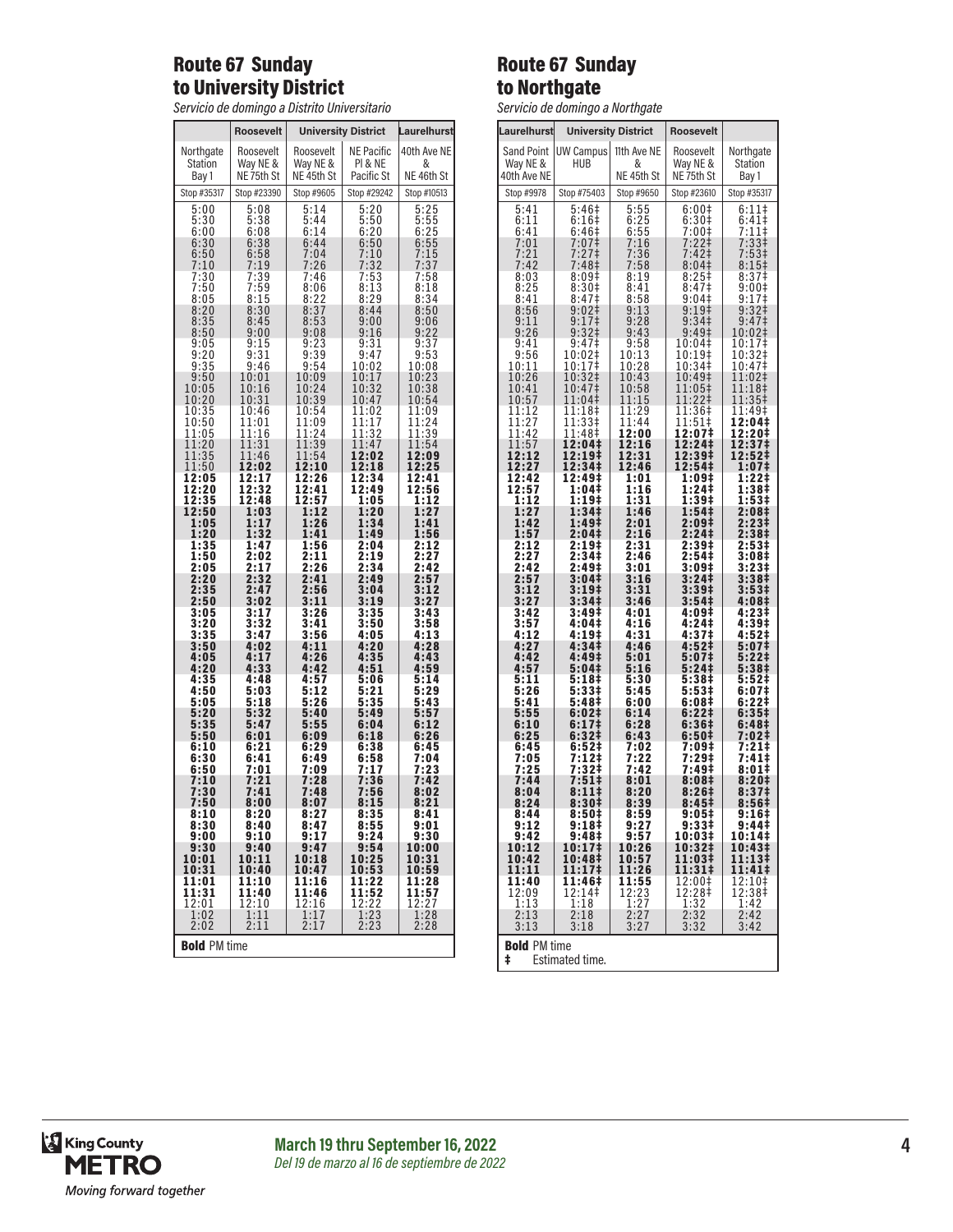## Route 67 Sunday to University District

*Servicio de domingo a Distrito Universitario*

| | Roosevelt | University District | | Laurelhurst |
|---|---|---|---|---|
| Northgate Station Bay 1 | Roosevelt Way NE & NE 75th St | Roosevelt Way NE & NE 45th St | NE Pacific Pl & NE Pacific St | 40th Ave NE & NE 46th St |
| Stop #35317 | Stop #23390 | Stop #9605 | Stop #29242 | Stop #10513 |
| 5:00 | 5:08 | 5:14 | 5:20 | 5:25 |
| 5:30 | 5:38 | 5:44 | 5:50 | 5:55 |
| 6:00 | 6:08 | 6:14 | 6:20 | 6:25 |
| 6:30 | 6:38 | 6:44 | 6:50 | 6:55 |
| 6:50 | 6:58 | 7:04 | 7:10 | 7:15 |
| 7:10 | 7:19 | 7:26 | 7:32 | 7:37 |
| 7:30 | 7:39 | 7:46 | 7:53 | 7:58 |
| 7:50 | 7:59 | 8:06 | 8:13 | 8:18 |
| 8:05 | 8:15 | 8:22 | 8:29 | 8:34 |
| 8:20 | 8:30 | 8:37 | 8:44 | 8:50 |
| 8:35 | 8:45 | 8:53 | 9:00 | 9:06 |
| 8:50 | 9:00 | 9:08 | 9:16 | 9:22 |
| 9:05 | 9:15 | 9:23 | 9:31 | 9:37 |
| 9:20 | 9:31 | 9:39 | 9:47 | 9:53 |
| 9:35 | 9:46 | 9:54 | 10:02 | 10:08 |
| 9:50 | 10:01 | 10:09 | 10:17 | 10:23 |
| 10:05 | 10:16 | 10:24 | 10:32 | 10:38 |
| 10:20 | 10:31 | 10:39 | 10:47 | 10:54 |
| 10:35 | 10:46 | 10:54 | 11:02 | 11:09 |
| 10:50 | 11:01 | 11:09 | 11:17 | 11:24 |
| 11:05 | 11:16 | 11:24 | 11:32 | 11:39 |
| 11:20 | 11:31 | 11:39 | 11:47 | 11:54 |
| 11:35 | 11:46 | 11:54 | **12:02** | **12:09** |
| 11:50 | **12:02** | **12:10** | **12:18** | **12:25** |
| **12:05** | **12:17** | **12:26** | **12:34** | **12:41** |
| **12:20** | **12:32** | **12:41** | **12:49** | **12:56** |
| **12:35** | **12:48** | **12:57** | **1:05** | **1:12** |
| **12:50** | **1:03** | **1:12** | **1:20** | **1:27** |
| **1:05** | **1:17** | **1:26** | **1:34** | **1:41** |
| **1:20** | **1:32** | **1:41** | **1:49** | **1:56** |
| **1:35** | **1:47** | **1:56** | **2:04** | **2:12** |
| **1:50** | **2:02** | **2:11** | **2:19** | **2:27** |
| **2:05** | **2:17** | **2:26** | **2:34** | **2:42** |
| **2:20** | **2:32** | **2:41** | **2:49** | **2:57** |
| **2:35** | **2:47** | **2:56** | **3:04** | **3:12** |
| **2:50** | **3:02** | **3:11** | **3:19** | **3:27** |
| **3:05** | **3:17** | **3:26** | **3:35** | **3:43** |
| **3:20** | **3:32** | **3:41** | **3:50** | **3:58** |
| **3:35** | **3:47** | **3:56** | **4:05** | **4:13** |
| **3:50** | **4:02** | **4:11** | **4:20** | **4:28** |
| **4:05** | **4:17** | **4:26** | **4:35** | **4:43** |
| **4:20** | **4:33** | **4:42** | **4:51** | **4:59** |
| **4:35** | **4:48** | **4:57** | **5:06** | **5:14** |
| **4:50** | **5:03** | **5:12** | **5:21** | **5:29** |
| **5:05** | **5:18** | **5:26** | **5:35** | **5:43** |
| **5:20** | **5:32** | **5:40** | **5:49** | **5:57** |
| **5:35** | **5:47** | **5:55** | **6:04** | **6:12** |
| **5:50** | **6:01** | **6:09** | **6:18** | **6:26** |
| **6:10** | **6:21** | **6:29** | **6:38** | **6:45** |
| **6:30** | **6:41** | **6:49** | **6:58** | **7:04** |
| **6:50** | **7:01** | **7:09** | **7:17** | **7:23** |
| **7:10** | **7:21** | **7:28** | **7:36** | **7:42** |
| **7:30** | **7:41** | **7:48** | **7:56** | **8:02** |
| **7:50** | **8:00** | **8:07** | **8:15** | **8:21** |
| **8:10** | **8:20** | **8:27** | **8:35** | **8:41** |
| **8:30** | **8:40** | **8:47** | **8:55** | **9:01** |
| **9:00** | **9:10** | **9:17** | **9:24** | **9:30** |
| **9:30** | **9:40** | **9:47** | **9:54** | **10:00** |
| **10:01** | **10:11** | **10:18** | **10:25** | **10:31** |
| **10:31** | **10:40** | **10:47** | **10:53** | **10:59** |
| **11:01** | **11:10** | **11:16** | **11:22** | **11:28** |
| **11:31** | **11:40** | **11:46** | **11:52** | **11:57** |
| 12:01 | 12:10 | 12:16 | 12:22 | 12:27 |
| 1:02 | 1:11 | 1:17 | 1:23 | 1:28 |
| 2:02 | 2:11 | 2:17 | 2:23 | 2:28 |

**Bold** PM time

## Route 67 Sunday to Northgate

*Servicio de domingo a Northgate*

| Laurelhurst | University District | | Roosevelt | |
|---|---|---|---|---|
| Sand Point Way NE & 40th Ave NE | UW Campus HUB | 11th Ave NE & NE 45th St | Roosevelt Way NE & NE 75th St | Northgate Station Bay 1 |
| Stop #9978 | Stop #75403 | Stop #9650 | Stop #23610 | Stop #35317 |
| 5:41 | 5:46‡ | 5:55 | 6:00‡ | 6:11‡ |
| 6:11 | 6:16‡ | 6:25 | 6:30‡ | 6:41‡ |
| 6:41 | 6:46‡ | 6:55 | 7:00‡ | 7:11‡ |
| 7:01 | 7:07‡ | 7:16 | 7:22‡ | 7:33‡ |
| 7:21 | 7:27‡ | 7:36 | 7:42‡ | 7:53‡ |
| 7:42 | 7:48‡ | 7:58 | 8:04‡ | 8:15‡ |
| 8:03 | 8:09‡ | 8:19 | 8:25‡ | 8:37‡ |
| 8:25 | 8:30‡ | 8:41 | 8:47‡ | 9:00‡ |
| 8:41 | 8:47‡ | 8:58 | 9:04‡ | 9:17‡ |
| 8:56 | 9:02‡ | 9:13 | 9:19‡ | 9:32‡ |
| 9:11 | 9:17‡ | 9:28 | 9:34‡ | 9:47‡ |
| 9:26 | 9:32‡ | 9:43 | 9:49‡ | 10:02‡ |
| 9:41 | 9:47‡ | 9:58 | 10:04‡ | 10:17‡ |
| 9:56 | 10:02‡ | 10:13 | 10:19‡ | 10:32‡ |
| 10:11 | 10:17‡ | 10:28 | 10:34‡ | 10:47‡ |
| 10:26 | 10:32‡ | 10:43 | 10:49‡ | 11:02‡ |
| 10:41 | 10:47‡ | 10:58 | 11:05‡ | 11:18‡ |
| 10:57 | 11:04‡ | 11:15 | 11:22‡ | 11:35‡ |
| 11:12 | 11:18‡ | 11:29 | 11:36‡ | 11:49‡ |
| 11:27 | 11:33‡ | 11:44 | 11:51‡ | **12:04‡** |
| 11:42 | 11:48‡ | **12:00** | **12:07‡** | **12:20‡** |
| 11:57 | **12:04‡** | **12:16** | **12:24‡** | **12:37‡** |
| **12:12** | **12:19‡** | **12:31** | **12:39‡** | **12:52‡** |
| **12:27** | **12:34‡** | **12:46** | **12:54‡** | **1:07‡** |
| **12:42** | **12:49‡** | **1:01** | **1:09‡** | **1:22‡** |
| **12:57** | **1:04‡** | **1:16** | **1:24‡** | **1:38‡** |
| **1:12** | **1:19‡** | **1:31** | **1:39‡** | **1:53‡** |
| **1:27** | **1:34‡** | **1:46** | **1:54‡** | **2:08‡** |
| **1:42** | **1:49‡** | **2:01** | **2:09‡** | **2:23‡** |
| **1:57** | **2:04‡** | **2:16** | **2:24‡** | **2:38‡** |
| **2:12** | **2:19‡** | **2:31** | **2:39‡** | **2:53‡** |
| **2:27** | **2:34‡** | **2:46** | **2:54‡** | **3:08‡** |
| **2:42** | **2:49‡** | **3:01** | **3:09‡** | **3:23‡** |
| **2:57** | **3:04‡** | **3:16** | **3:24‡** | **3:38‡** |
| **3:12** | **3:19‡** | **3:31** | **3:39‡** | **3:53‡** |
| **3:27** | **3:34‡** | **3:46** | **3:54‡** | **4:08‡** |
| **3:42** | **3:49‡** | **4:01** | **4:09‡** | **4:23‡** |
| **3:57** | **4:04‡** | **4:16** | **4:24‡** | **4:39‡** |
| **4:12** | **4:19‡** | **4:31** | **4:37‡** | **4:52‡** |
| **4:27** | **4:34‡** | **4:46** | **4:52‡** | **5:07‡** |
| **4:42** | **4:49‡** | **5:01** | **5:07‡** | **5:22‡** |
| **4:57** | **5:04‡** | **5:16** | **5:24‡** | **5:38‡** |
| **5:11** | **5:18‡** | **5:30** | **5:38‡** | **5:52‡** |
| **5:26** | **5:33‡** | **5:45** | **5:53‡** | **6:07‡** |
| **5:41** | **5:48‡** | **6:00** | **6:08‡** | **6:22‡** |
| **5:55** | **6:02‡** | **6:14** | **6:22‡** | **6:35‡** |
| **6:10** | **6:17‡** | **6:28** | **6:36‡** | **6:48‡** |
| **6:25** | **6:32‡** | **6:43** | **6:50‡** | **7:02‡** |
| **6:45** | **6:52‡** | **7:02** | **7:09‡** | **7:21‡** |
| **7:05** | **7:12‡** | **7:22** | **7:29‡** | **7:41‡** |
| **7:25** | **7:32‡** | **7:42** | **7:49‡** | **8:01‡** |
| **7:44** | **7:51‡** | **8:01** | **8:08‡** | **8:20‡** |
| **8:04** | **8:11‡** | **8:20** | **8:26‡** | **8:37‡** |
| **8:24** | **8:30‡** | **8:39** | **8:45‡** | **8:56‡** |
| **8:44** | **8:50‡** | **8:59** | **9:05‡** | **9:16‡** |
| **9:12** | **9:18‡** | **9:27** | **9:33‡** | **9:44‡** |
| **9:42** | **9:48‡** | **9:57** | **10:03‡** | **10:14‡** |
| **10:12** | **10:17‡** | **10:26** | **10:32‡** | **10:43‡** |
| **10:42** | **10:48‡** | **10:57** | **11:03‡** | **11:13‡** |
| **11:11** | **11:17‡** | **11:26** | **11:31‡** | **11:41‡** |
| **11:40** | **11:46‡** | **11:55** | 12:00‡ | 12:10‡ |
| 12:09 | 12:14‡ | 12:23 | 12:28‡ | 12:38‡ |
| 1:13 | 1:18 | 1:27 | 1:32 | 1:42 |
| 2:13 | 2:18 | 2:27 | 2:32 | 2:42 |
| 3:13 | 3:18 | 3:27 | 3:32 | 3:42 |

**Bold** PM time

‡ Estimated time.

King County METRO
*Moving forward together*

**March 19 thru September 16, 2022**
*Del 19 de marzo al 16 de septiembre de 2022*